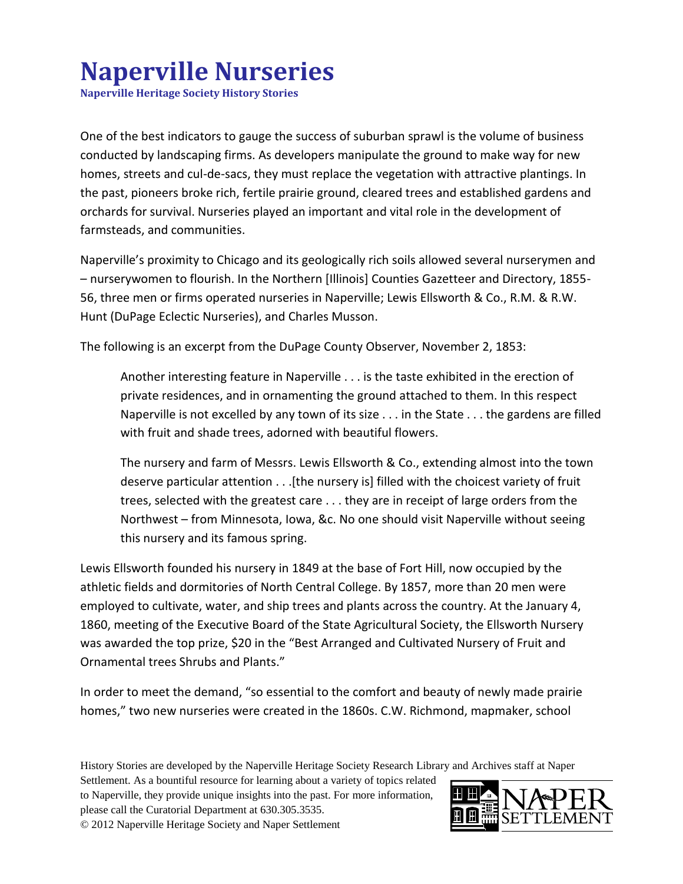# Naperville Nurseries

**Naperville Heritage Society History Stories**

One of the best indicators to gauge the success of suburban sprawl is the volume of business conducted by landscaping firms. As developers manipulate the ground to make way for new homes, streets and cul-de-sacs, they must replace the vegetation with attractive plantings. In the past, pioneers broke rich, fertile prairie ground, cleared trees and established gardens and orchards for survival. Nurseries played an important and vital role in the development of farmsteads, and communities.

Naperville's proximity to Chicago and its geologically rich soils allowed several nurserymen and – nurserywomen to flourish. In the Northern [Illinois] Counties Gazetteer and Directory, 1855-56, three men or firms operated nurseries in Naperville; Lewis Ellsworth & Co., R.M. & R.W. Hunt (DuPage Eclectic Nurseries), and Charles Musson.

The following is an excerpt from the DuPage County Observer, November 2, 1853:

> Another interesting feature in Naperville . . . is the taste exhibited in the erection of private residences, and in ornamenting the ground attached to them. In this respect Naperville is not excelled by any town of its size . . . in the State . . . the gardens are filled with fruit and shade trees, adorned with beautiful flowers.
>
> The nursery and farm of Messrs. Lewis Ellsworth & Co., extending almost into the town deserve particular attention . . .[the nursery is] filled with the choicest variety of fruit trees, selected with the greatest care . . . they are in receipt of large orders from the Northwest – from Minnesota, Iowa, &c. No one should visit Naperville without seeing this nursery and its famous spring.

Lewis Ellsworth founded his nursery in 1849 at the base of Fort Hill, now occupied by the athletic fields and dormitories of North Central College. By 1857, more than 20 men were employed to cultivate, water, and ship trees and plants across the country. At the January 4, 1860, meeting of the Executive Board of the State Agricultural Society, the Ellsworth Nursery was awarded the top prize, $20 in the "Best Arranged and Cultivated Nursery of Fruit and Ornamental trees Shrubs and Plants."

In order to meet the demand, "so essential to the comfort and beauty of newly made prairie homes," two new nurseries were created in the 1860s. C.W. Richmond, mapmaker, school

History Stories are developed by the Naperville Heritage Society Research Library and Archives staff at Naper Settlement. As a bountiful resource for learning about a variety of topics related to Naperville, they provide unique insights into the past. For more information, please call the Curatorial Department at 630.305.3535.
© 2012 Naperville Heritage Society and Naper Settlement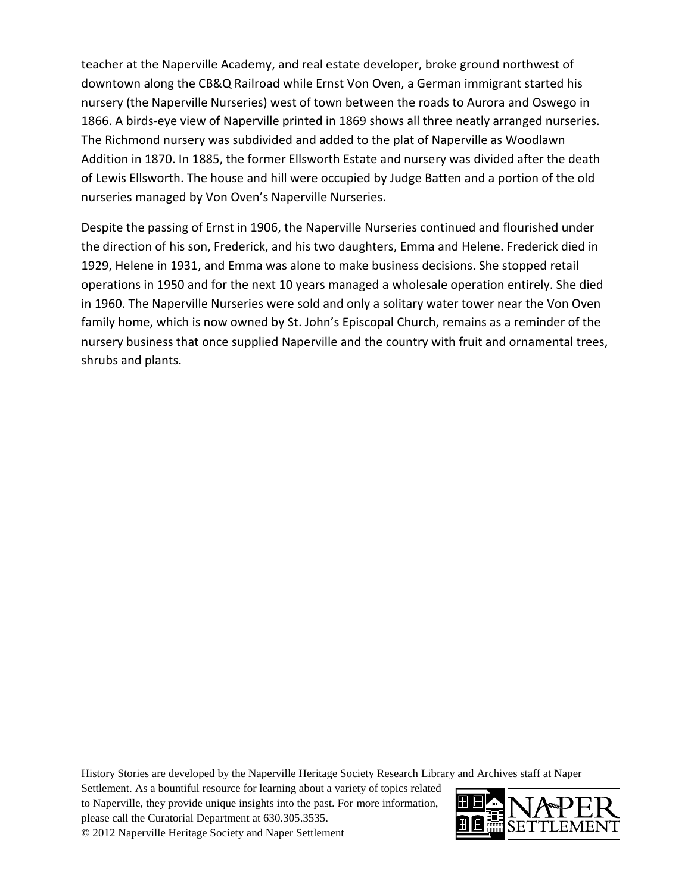teacher at the Naperville Academy, and real estate developer, broke ground northwest of downtown along the CB&Q Railroad while Ernst Von Oven, a German immigrant started his nursery (the Naperville Nurseries) west of town between the roads to Aurora and Oswego in 1866. A birds-eye view of Naperville printed in 1869 shows all three neatly arranged nurseries. The Richmond nursery was subdivided and added to the plat of Naperville as Woodlawn Addition in 1870. In 1885, the former Ellsworth Estate and nursery was divided after the death of Lewis Ellsworth. The house and hill were occupied by Judge Batten and a portion of the old nurseries managed by Von Oven's Naperville Nurseries.

Despite the passing of Ernst in 1906, the Naperville Nurseries continued and flourished under the direction of his son, Frederick, and his two daughters, Emma and Helene. Frederick died in 1929, Helene in 1931, and Emma was alone to make business decisions. She stopped retail operations in 1950 and for the next 10 years managed a wholesale operation entirely. She died in 1960. The Naperville Nurseries were sold and only a solitary water tower near the Von Oven family home, which is now owned by St. John's Episcopal Church, remains as a reminder of the nursery business that once supplied Naperville and the country with fruit and ornamental trees, shrubs and plants.

History Stories are developed by the Naperville Heritage Society Research Library and Archives staff at Naper Settlement. As a bountiful resource for learning about a variety of topics related to Naperville, they provide unique insights into the past. For more information, please call the Curatorial Department at 630.305.3535.
© 2012 Naperville Heritage Society and Naper Settlement

NAPER SETTLEMENT